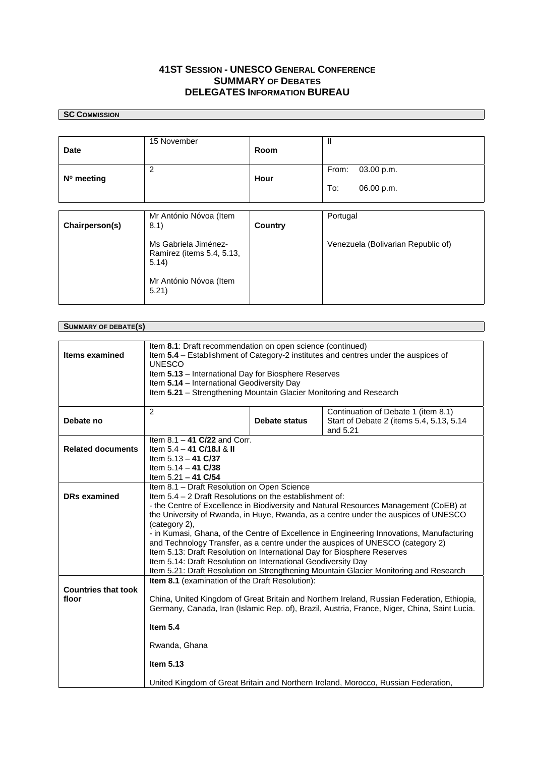# 41ST SESSION - UNESCO GENERAL CONFERENCE
## SUMMARY OF DEBATES
## DELEGATES INFORMATION BUREAU

**SC COMMISSION**

| | | | |
|---|---|---|---|
| **Date** | 15 November | **Room** | II |
| **Nº meeting** | 2 | **Hour** | From: 03.00 p.m.<br>To: 06.00 p.m. |

| | | | |
|---|---|---|---|
| **Chairperson(s)** | Mr António Nóvoa (Item 8.1)<br><br>Ms Gabriela Jiménez-Ramírez (items 5.4, 5.13, 5.14)<br><br>Mr António Nóvoa (Item 5.21) | **Country** | Portugal<br><br>Venezuela (Bolivarian Republic of) |

**SUMMARY OF DEBATE(S)**

| | | | |
|---|---|---|---|
| **Items examined** | Item **8.1**: Draft recommendation on open science (continued)<br>Item **5.4** – Establishment of Category-2 institutes and centres under the auspices of UNESCO<br>Item **5.13** – International Day for Biosphere Reserves<br>Item **5.14** – International Geodiversity Day<br>Item **5.21** – Strengthening Mountain Glacier Monitoring and Research | | |
| **Debate no** | 2 | **Debate status** | Continuation of Debate 1 (item 8.1)<br>Start of Debate 2 (items 5.4, 5.13, 5.14 and 5.21 |
| **Related documents** | Item 8.1 – **41 C/22** and Corr.<br>Item 5.4 – **41 C/18.I** & **II**<br>Item 5.13 – **41 C/37**<br>Item 5.14 – **41 C/38**<br>Item 5.21 – **41 C/54** | | |
| **DRs examined** | Item 8.1 – Draft Resolution on Open Science<br>Item 5.4 – 2 Draft Resolutions on the establishment of:<br>- the Centre of Excellence in Biodiversity and Natural Resources Management (CoEB) at the University of Rwanda, in Huye, Rwanda, as a centre under the auspices of UNESCO (category 2),<br>- in Kumasi, Ghana, of the Centre of Excellence in Engineering Innovations, Manufacturing and Technology Transfer, as a centre under the auspices of UNESCO (category 2)<br>Item 5.13: Draft Resolution on International Day for Biosphere Reserves<br>Item 5.14: Draft Resolution on International Geodiversity Day<br>Item 5.21: Draft Resolution on Strengthening Mountain Glacier Monitoring and Research | | |
| **Countries that took floor** | **Item 8.1** (examination of the Draft Resolution):<br><br>China, United Kingdom of Great Britain and Northern Ireland, Russian Federation, Ethiopia, Germany, Canada, Iran (Islamic Rep. of), Brazil, Austria, France, Niger, China, Saint Lucia.<br><br>**Item 5.4**<br><br>Rwanda, Ghana<br><br>**Item 5.13**<br><br>United Kingdom of Great Britain and Northern Ireland, Morocco, Russian Federation, | | |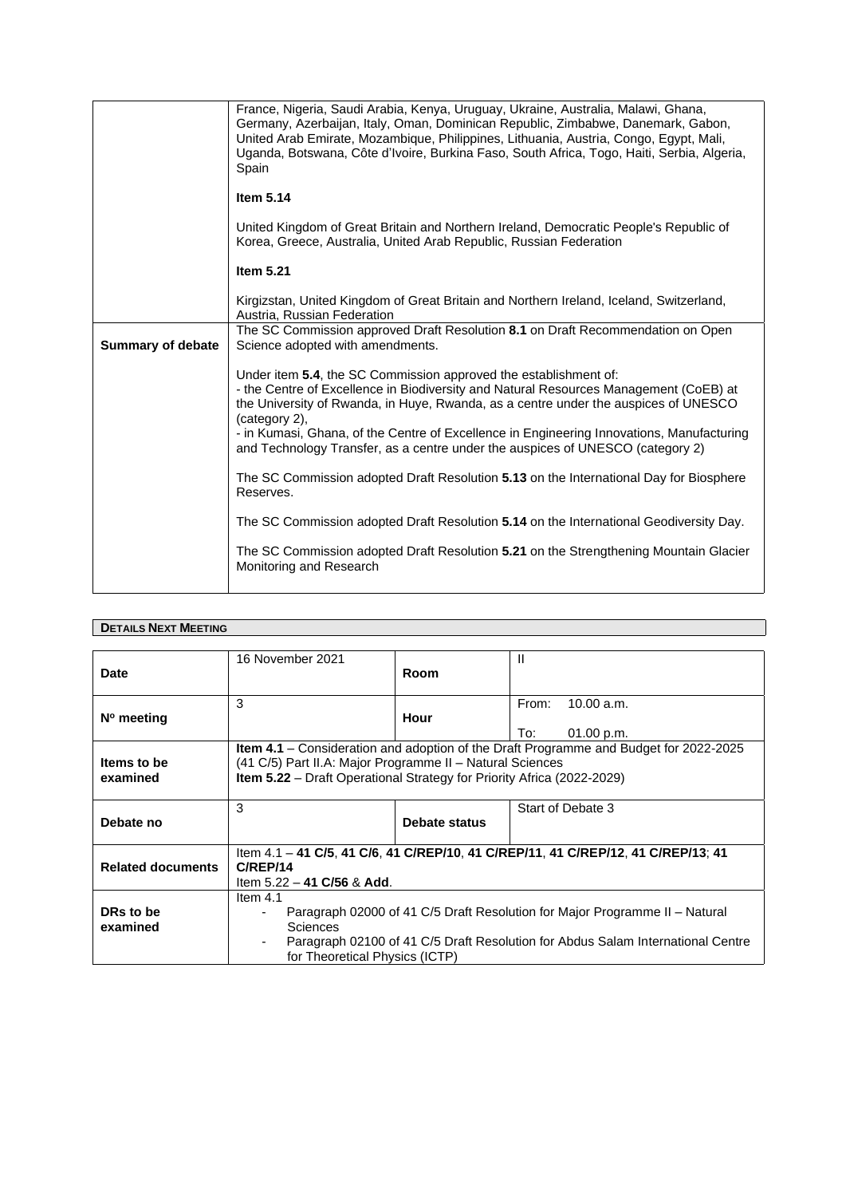| | |
|---|---|
| | France, Nigeria, Saudi Arabia, Kenya, Uruguay, Ukraine, Australia, Malawi, Ghana, Germany, Azerbaijan, Italy, Oman, Dominican Republic, Zimbabwe, Danemark, Gabon, United Arab Emirate, Mozambique, Philippines, Lithuania, Austria, Congo, Egypt, Mali, Uganda, Botswana, Côte d'Ivoire, Burkina Faso, South Africa, Togo, Haiti, Serbia, Algeria, Spain<br><br>**Item 5.14**<br><br>United Kingdom of Great Britain and Northern Ireland, Democratic People's Republic of Korea, Greece, Australia, United Arab Republic, Russian Federation<br><br>**Item 5.21**<br><br>Kirgizstan, United Kingdom of Great Britain and Northern Ireland, Iceland, Switzerland, Austria, Russian Federation |
| **Summary of debate** | The SC Commission approved Draft Resolution **8.1** on Draft Recommendation on Open Science adopted with amendments.<br><br>Under item **5.4**, the SC Commission approved the establishment of:<br>- the Centre of Excellence in Biodiversity and Natural Resources Management (CoEB) at the University of Rwanda, in Huye, Rwanda, as a centre under the auspices of UNESCO (category 2),<br>- in Kumasi, Ghana, of the Centre of Excellence in Engineering Innovations, Manufacturing and Technology Transfer, as a centre under the auspices of UNESCO (category 2)<br><br>The SC Commission adopted Draft Resolution **5.13** on the International Day for Biosphere Reserves.<br><br>The SC Commission adopted Draft Resolution **5.14** on the International Geodiversity Day.<br><br>The SC Commission adopted Draft Resolution **5.21** on the Strengthening Mountain Glacier Monitoring and Research |

**DETAILS NEXT MEETING**

| | | | |
|---|---|---|---|
| **Date** | 16 November 2021 | **Room** | II |
| **Nº meeting** | 3 | **Hour** | From: 10.00 a.m.<br>To: 01.00 p.m. |
| **Items to be examined** | **Item 4.1** – Consideration and adoption of the Draft Programme and Budget for 2022-2025 (41 C/5) Part II.A: Major Programme II – Natural Sciences<br>**Item 5.22** – Draft Operational Strategy for Priority Africa (2022-2029) | | |
| **Debate no** | 3 | **Debate status** | Start of Debate 3 |
| **Related documents** | Item 4.1 – **41 C/5**, **41 C/6**, **41 C/REP/10**, **41 C/REP/11**, **41 C/REP/12**, **41 C/REP/13**; **41 C/REP/14**<br>Item 5.22 – **41 C/56** & **Add**. | | |
| **DRs to be examined** | Item 4.1<br>- Paragraph 02000 of 41 C/5 Draft Resolution for Major Programme II – Natural Sciences<br>- Paragraph 02100 of 41 C/5 Draft Resolution for Abdus Salam International Centre for Theoretical Physics (ICTP) | | |